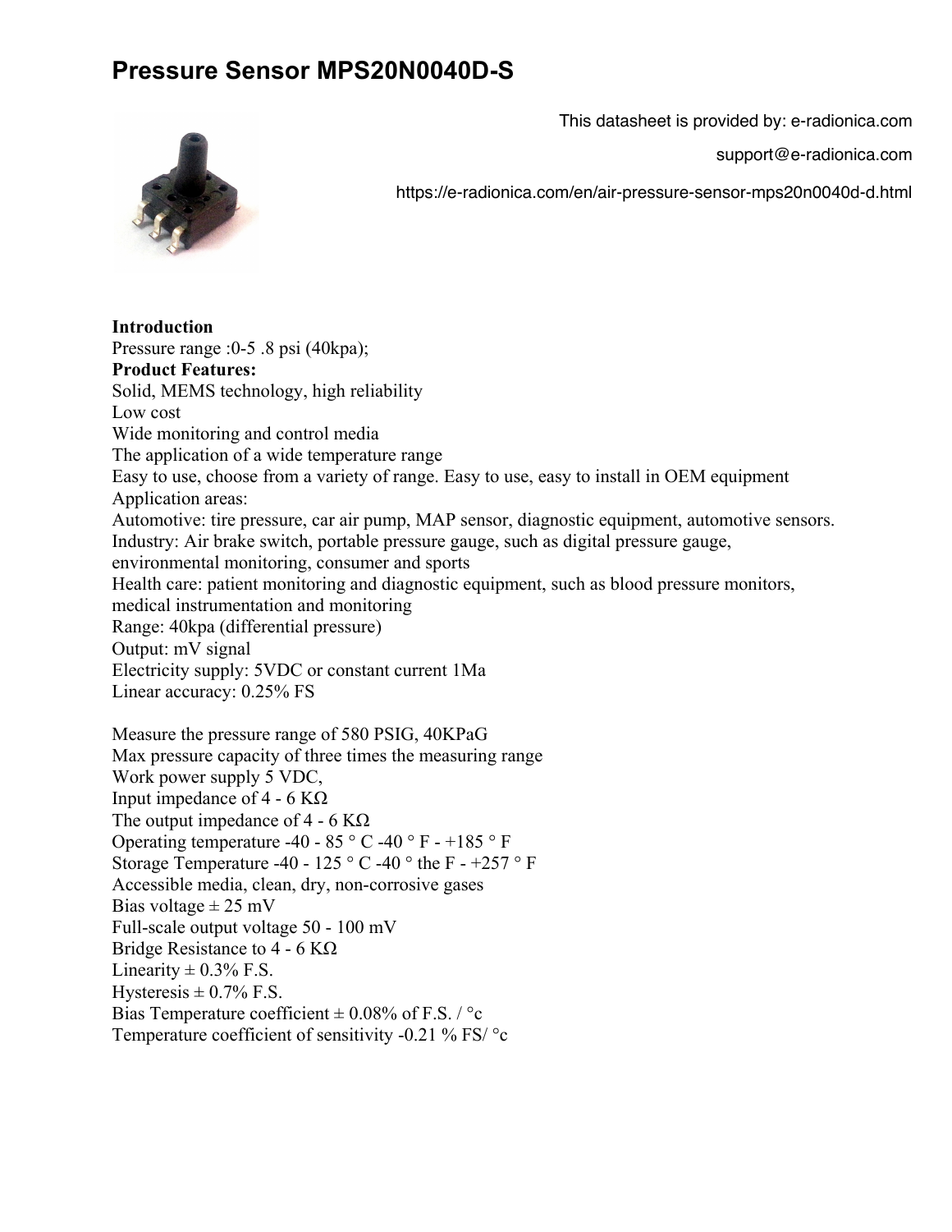# Pressure Sensor MPS20N0040D-S

This datasheet is provided by: e-radionica.com

support@e-radionica.com

https://e-radionica.com/en/air-pressure-sensor-mps20n0040d-d.html

**Introduction**
Pressure range :0-5 .8 psi (40kpa);
**Product Features:**
Solid, MEMS technology, high reliability
Low cost
Wide monitoring and control media
The application of a wide temperature range
Easy to use, choose from a variety of range. Easy to use, easy to install in OEM equipment
Application areas:
Automotive: tire pressure, car air pump, MAP sensor, diagnostic equipment, automotive sensors.
Industry: Air brake switch, portable pressure gauge, such as digital pressure gauge, environmental monitoring, consumer and sports
Health care: patient monitoring and diagnostic equipment, such as blood pressure monitors, medical instrumentation and monitoring
Range: 40kpa (differential pressure)
Output: mV signal
Electricity supply: 5VDC or constant current 1Ma
Linear accuracy: 0.25% FS

Measure the pressure range of 580 PSIG, 40KPaG
Max pressure capacity of three times the measuring range
Work power supply 5 VDC,
Input impedance of 4 - 6 KΩ
The output impedance of 4 - 6 KΩ
Operating temperature -40 - 85 ° C -40 ° F - +185 ° F
Storage Temperature -40 - 125 ° C -40 ° the F - +257 ° F
Accessible media, clean, dry, non-corrosive gases
Bias voltage ± 25 mV
Full-scale output voltage 50 - 100 mV
Bridge Resistance to 4 - 6 KΩ
Linearity ± 0.3% F.S.
Hysteresis ± 0.7% F.S.
Bias Temperature coefficient ± 0.08% of F.S. / °c
Temperature coefficient of sensitivity -0.21 % FS/ °c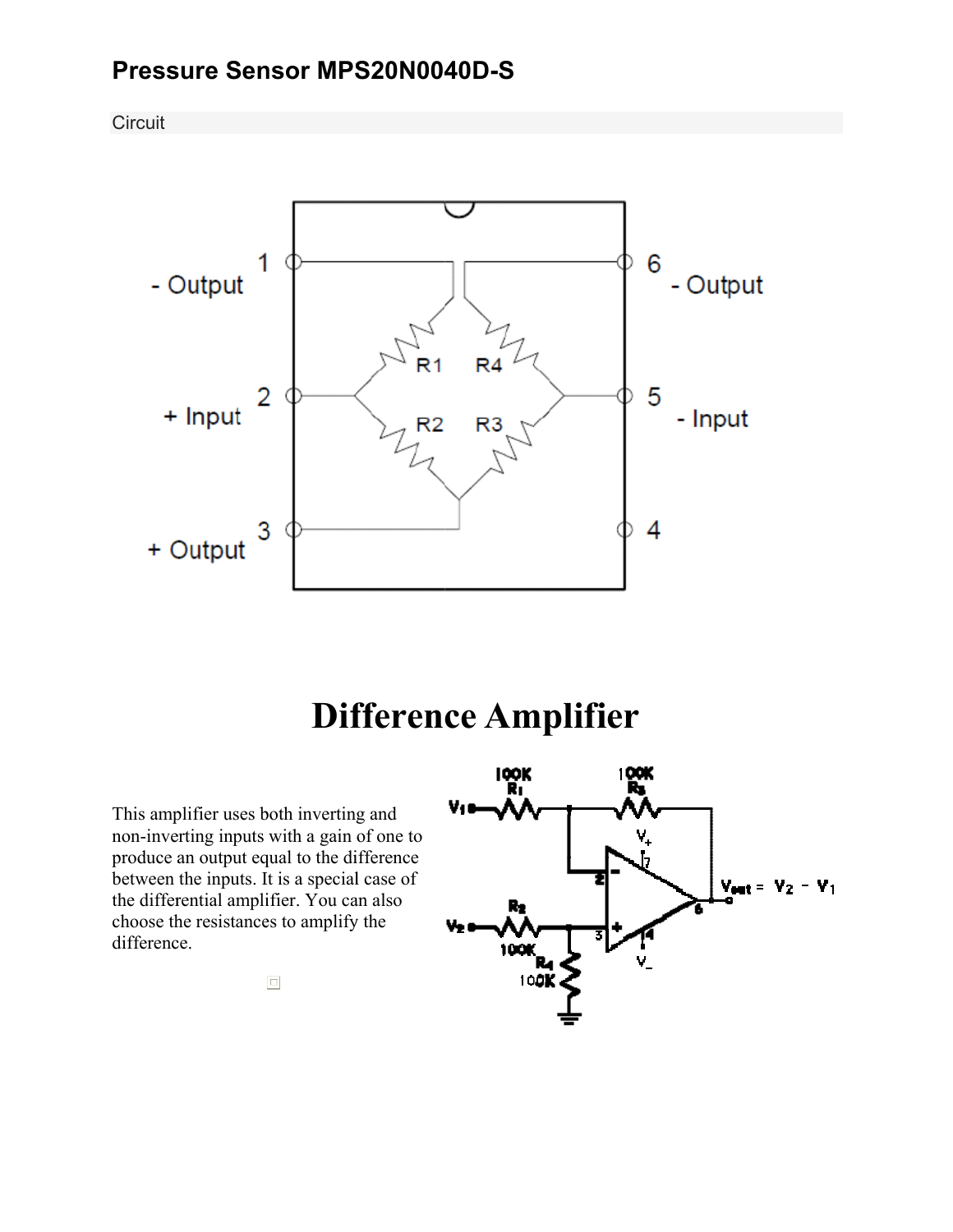## Pressure Sensor MPS20N0040D-S

Circuit

# Difference Amplifier

This amplifier uses both inverting and non-inverting inputs with a gain of one to produce an output equal to the difference between the inputs. It is a special case of the differential amplifier. You can also choose the resistances to amplify the difference.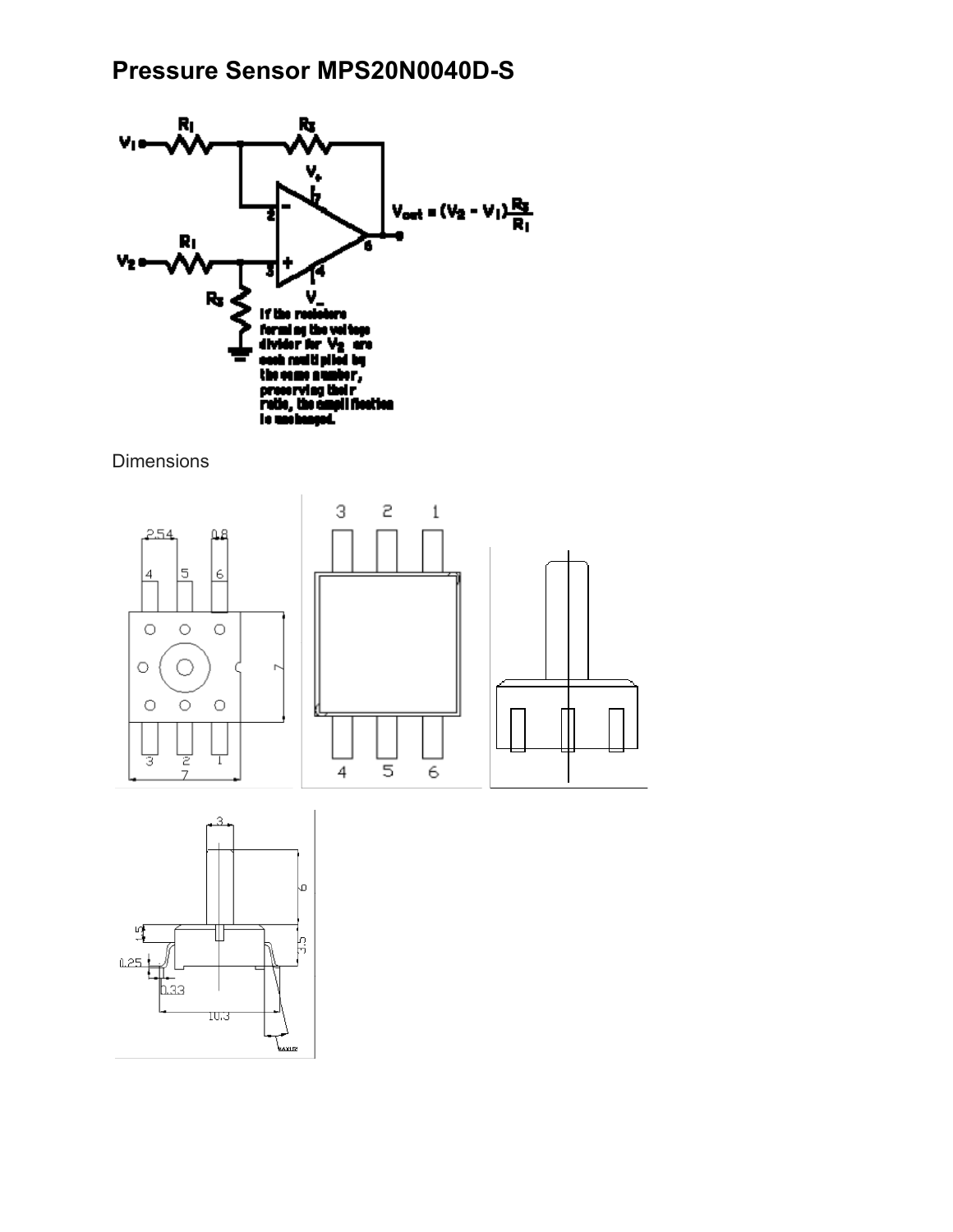# Pressure Sensor MPS20N0040D-S

$V_1$

$R_1$

$R_3$

$V_+$

7

2

−

6

$V_{out} = (V_2 - V_1)\frac{R_3}{R_1}$

$V_2$

$R_1$

3

+

4

$R_3$

$V_-$

If the resistors forming the voltage divider for $V_2$ are each multiplied by the same number, preserving their ratio, the amplification is unchanged.

Dimensions

2.54

0.8

4 5 6

7

3 2 1

7

3 2 1

4 5 6

3

6

1.5

3.5

0.25

0.33

10.3